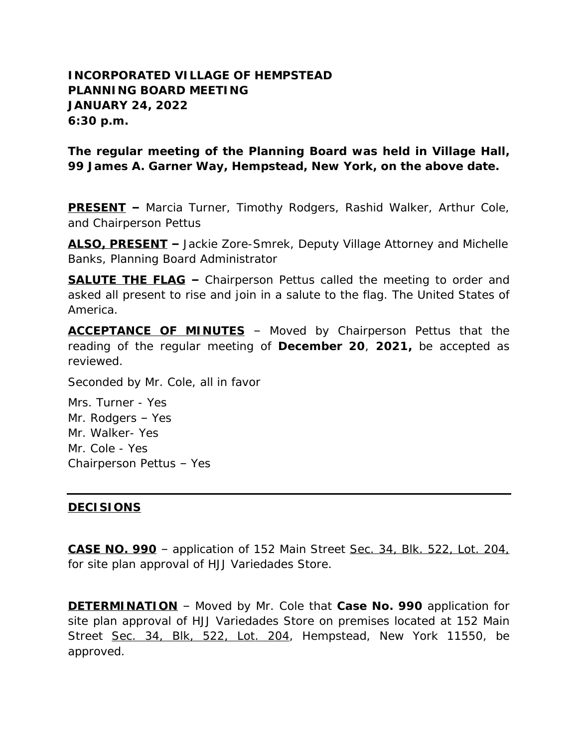**INCORPORATED VILLAGE OF HEMPSTEAD**
**PLANNING BOARD MEETING**
**JANUARY 24, 2022**
**6:30 p.m.**

**The regular meeting of the Planning Board was held in Village Hall, 99 James A. Garner Way, Hempstead, New York, on the above date.**

**PRESENT –** Marcia Turner, Timothy Rodgers, Rashid Walker, Arthur Cole, and Chairperson Pettus

**ALSO, PRESENT –** Jackie Zore-Smrek, Deputy Village Attorney and Michelle Banks, Planning Board Administrator

**SALUTE THE FLAG –** Chairperson Pettus called the meeting to order and asked all present to rise and join in a salute to the flag. The United States of America.

**ACCEPTANCE OF MINUTES** – Moved by Chairperson Pettus that the reading of the regular meeting of **December 20**, **2021,** be accepted as reviewed.

Seconded by Mr. Cole, all in favor

Mrs. Turner - Yes
Mr. Rodgers – Yes
Mr. Walker- Yes
Mr. Cole - Yes
Chairperson Pettus – Yes

---

**DECISIONS**

**CASE NO. 990** – application of 152 Main Street Sec. 34, Blk. 522, Lot. 204, for site plan approval of HJJ Variedades Store.

**DETERMINATION** – Moved by Mr. Cole that **Case No. 990** application for site plan approval of HJJ Variedades Store on premises located at 152 Main Street Sec. 34, Blk, 522, Lot. 204, Hempstead, New York 11550, be approved.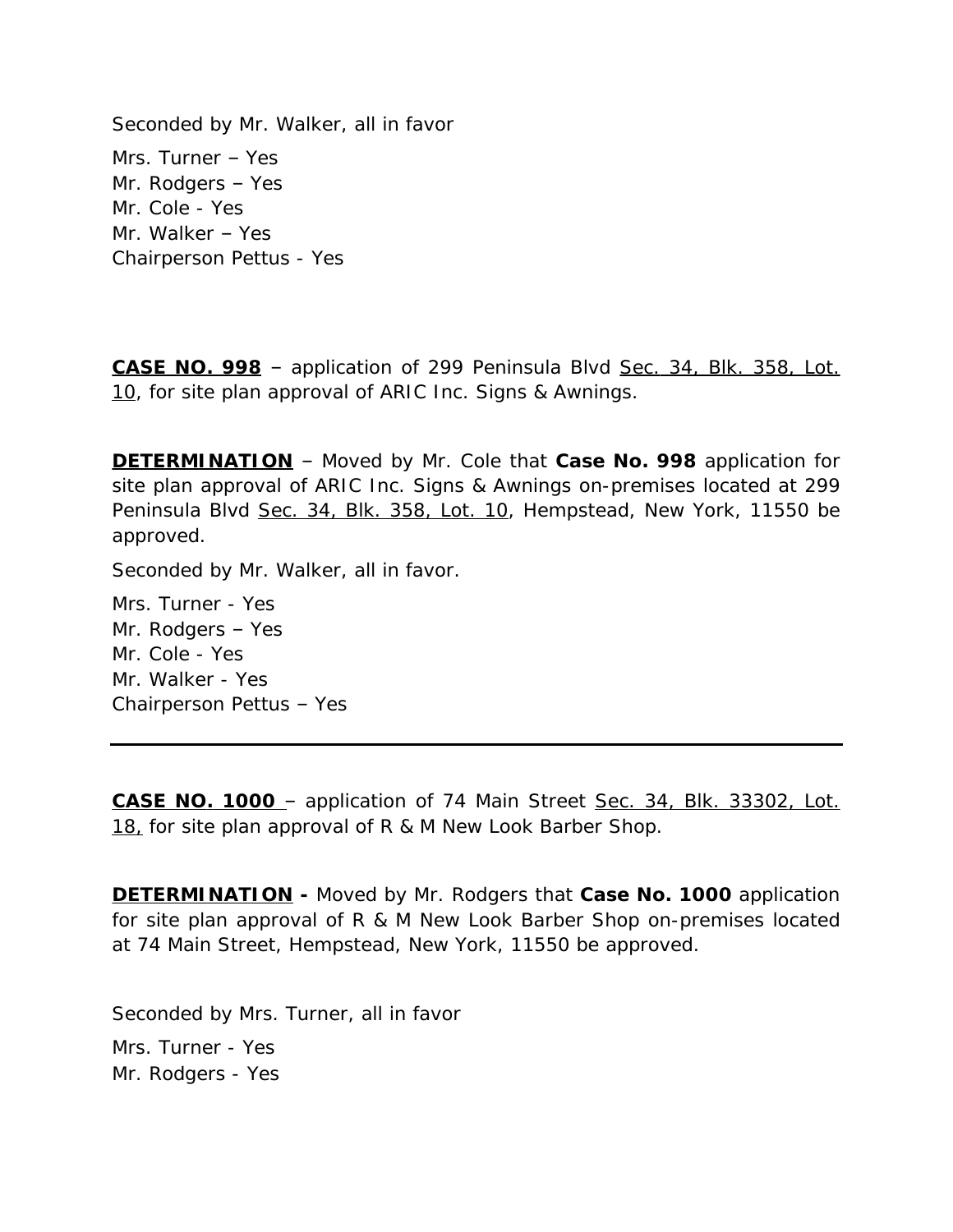Seconded by Mr. Walker, all in favor

Mrs. Turner – Yes
Mr. Rodgers – Yes
Mr. Cole - Yes
Mr. Walker – Yes
Chairperson Pettus - Yes

**CASE NO. 998** – application of 299 Peninsula Blvd Sec. 34, Blk. 358, Lot. 10, for site plan approval of ARIC Inc. Signs & Awnings.

**DETERMINATION** – Moved by Mr. Cole that **Case No. 998** application for site plan approval of ARIC Inc. Signs & Awnings on-premises located at 299 Peninsula Blvd Sec. 34, Blk. 358, Lot. 10, Hempstead, New York, 11550 be approved.

Seconded by Mr. Walker, all in favor.

Mrs. Turner - Yes
Mr. Rodgers – Yes
Mr. Cole - Yes
Mr. Walker - Yes
Chairperson Pettus – Yes

---

**CASE NO. 1000** – application of 74 Main Street Sec. 34, Blk. 33302, Lot. 18, for site plan approval of R & M New Look Barber Shop.

**DETERMINATION -** Moved by Mr. Rodgers that **Case No. 1000** application for site plan approval of R & M New Look Barber Shop on-premises located at 74 Main Street, Hempstead, New York, 11550 be approved.

Seconded by Mrs. Turner, all in favor

Mrs. Turner - Yes
Mr. Rodgers - Yes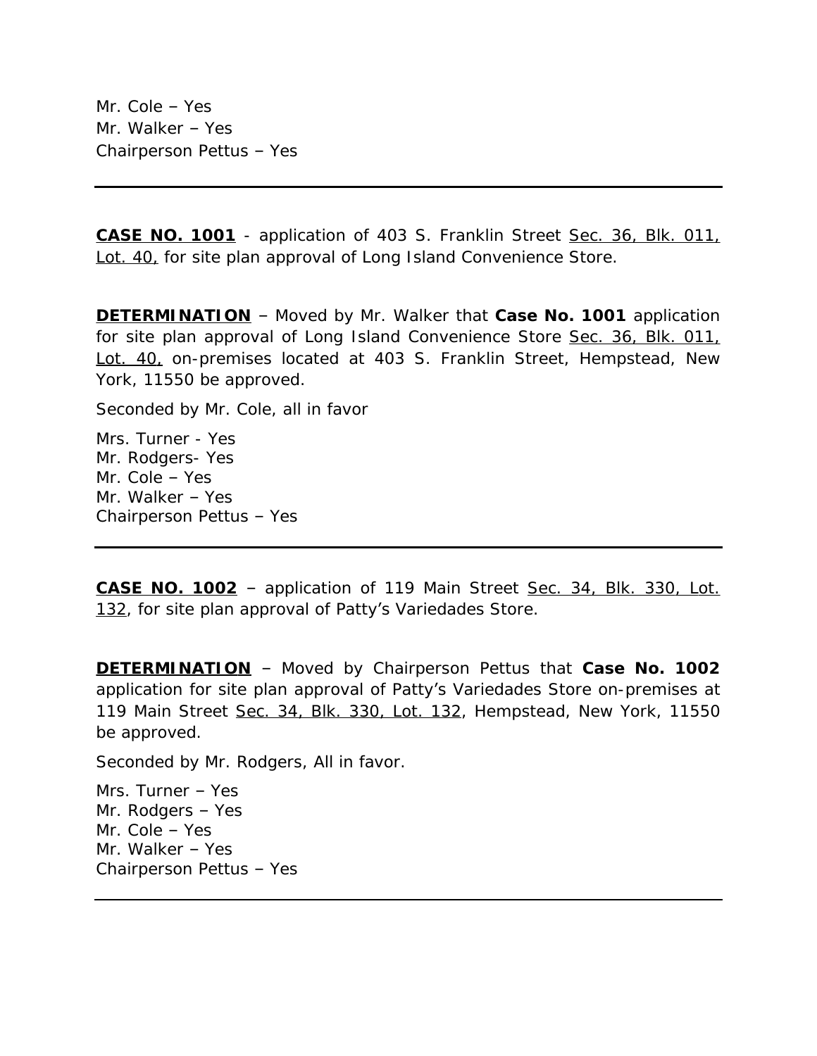Mr. Cole – Yes
Mr. Walker – Yes
Chairperson Pettus – Yes

---

**CASE NO. 1001** - application of 403 S. Franklin Street Sec. 36, Blk. 011, Lot. 40, for site plan approval of Long Island Convenience Store.

**DETERMINATION** – Moved by Mr. Walker that **Case No. 1001** application for site plan approval of Long Island Convenience Store Sec. 36, Blk. 011, Lot. 40, on-premises located at 403 S. Franklin Street, Hempstead, New York, 11550 be approved.

Seconded by Mr. Cole, all in favor

Mrs. Turner - Yes
Mr. Rodgers- Yes
Mr. Cole – Yes
Mr. Walker – Yes
Chairperson Pettus – Yes

---

**CASE NO. 1002** – application of 119 Main Street Sec. 34, Blk. 330, Lot. 132, for site plan approval of Patty's Variedades Store.

**DETERMINATION** – Moved by Chairperson Pettus that **Case No. 1002** application for site plan approval of Patty's Variedades Store on-premises at 119 Main Street Sec. 34, Blk. 330, Lot. 132, Hempstead, New York, 11550 be approved.

Seconded by Mr. Rodgers, All in favor.

Mrs. Turner – Yes
Mr. Rodgers – Yes
Mr. Cole – Yes
Mr. Walker – Yes
Chairperson Pettus – Yes

---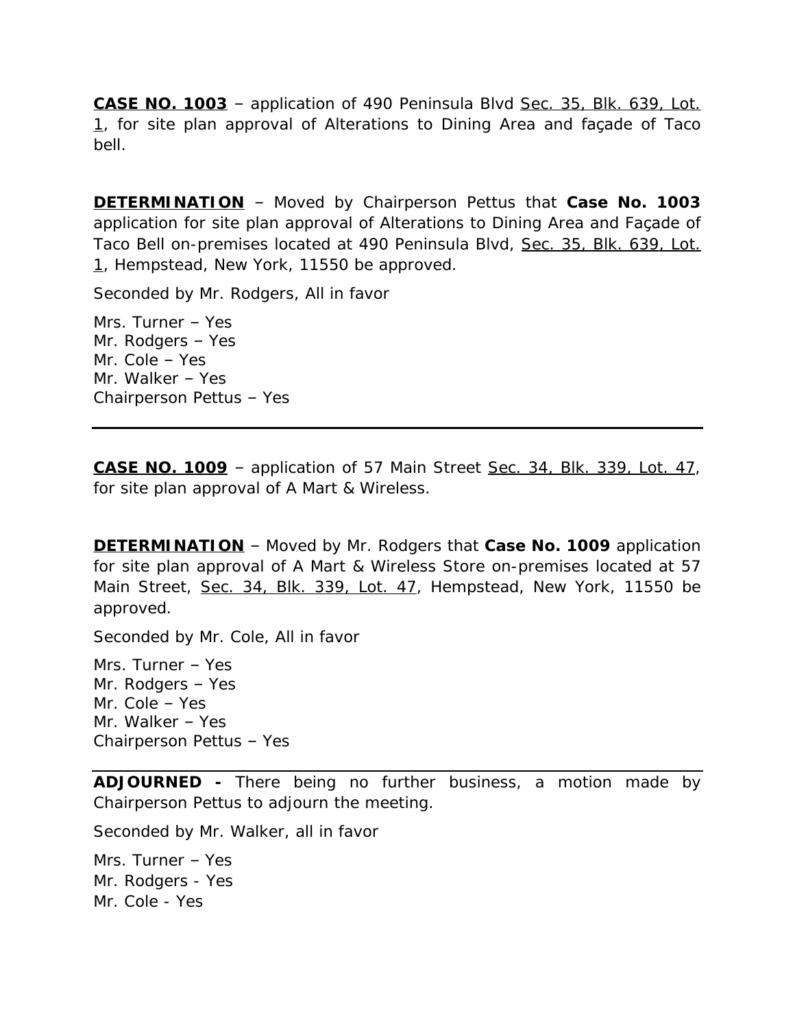**<u>CASE NO. 1003</u>** – application of 490 Peninsula Blvd <u>Sec. 35, Blk. 639, Lot. 1</u>, for site plan approval of Alterations to Dining Area and façade of Taco bell.

**<u>DETERMINATION</u>** – Moved by Chairperson Pettus that **Case No. 1003** application for site plan approval of Alterations to Dining Area and Façade of Taco Bell on-premises located at 490 Peninsula Blvd, <u>Sec. 35, Blk. 639, Lot. 1</u>, Hempstead, New York, 11550 be approved.

Seconded by Mr. Rodgers, All in favor

Mrs. Turner – Yes
Mr. Rodgers – Yes
Mr. Cole – Yes
Mr. Walker – Yes
Chairperson Pettus – Yes

---

**<u>CASE NO. 1009</u>** – application of 57 Main Street <u>Sec. 34, Blk. 339, Lot. 47</u>, for site plan approval of A Mart & Wireless.

**<u>DETERMINATION</u>** – Moved by Mr. Rodgers that **Case No. 1009** application for site plan approval of A Mart & Wireless Store on-premises located at 57 Main Street, <u>Sec. 34, Blk. 339, Lot. 47</u>, Hempstead, New York, 11550 be approved.

Seconded by Mr. Cole, All in favor

Mrs. Turner – Yes
Mr. Rodgers – Yes
Mr. Cole – Yes
Mr. Walker – Yes
Chairperson Pettus – Yes

---

**ADJOURNED -** There being no further business, a motion made by Chairperson Pettus to adjourn the meeting.

Seconded by Mr. Walker, all in favor

Mrs. Turner – Yes
Mr. Rodgers - Yes
Mr. Cole - Yes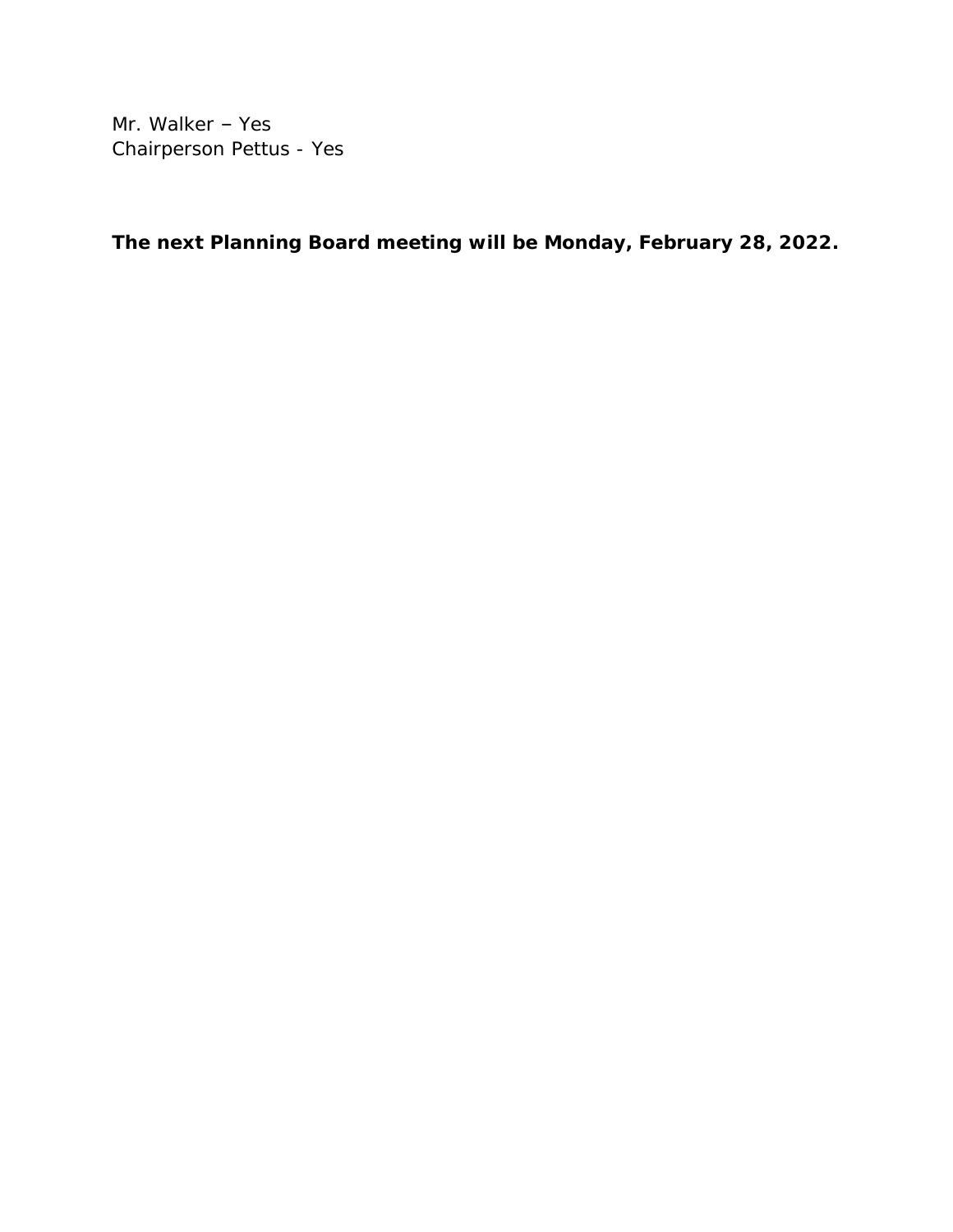Mr. Walker – Yes
Chairperson Pettus - Yes

**The next Planning Board meeting will be Monday, February 28, 2022.**